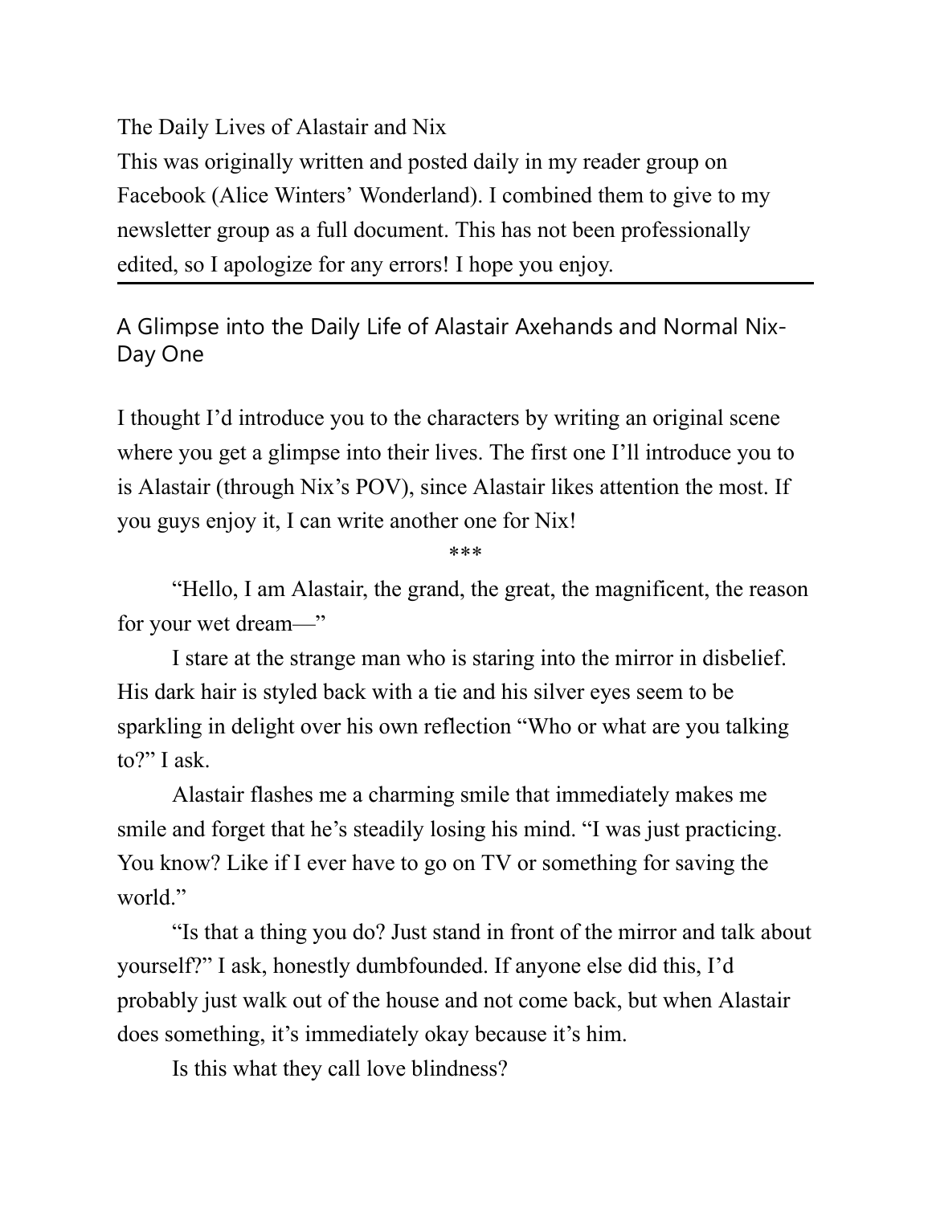The Daily Lives of Alastair and Nix

This was originally written and posted daily in my reader group on Facebook (Alice Winters' Wonderland). I combined them to give to my newsletter group as a full document. This has not been professionally edited, so I apologize for any errors! I hope you enjoy.

---

## A Glimpse into the Daily Life of Alastair Axehands and Normal Nix-Day One

I thought I'd introduce you to the characters by writing an original scene where you get a glimpse into their lives. The first one I'll introduce you to is Alastair (through Nix's POV), since Alastair likes attention the most. If you guys enjoy it, I can write another one for Nix!

***

"Hello, I am Alastair, the grand, the great, the magnificent, the reason for your wet dream—"

I stare at the strange man who is staring into the mirror in disbelief. His dark hair is styled back with a tie and his silver eyes seem to be sparkling in delight over his own reflection "Who or what are you talking to?" I ask.

Alastair flashes me a charming smile that immediately makes me smile and forget that he's steadily losing his mind. "I was just practicing. You know? Like if I ever have to go on TV or something for saving the world."

"Is that a thing you do? Just stand in front of the mirror and talk about yourself?" I ask, honestly dumbfounded. If anyone else did this, I'd probably just walk out of the house and not come back, but when Alastair does something, it's immediately okay because it's him.

Is this what they call love blindness?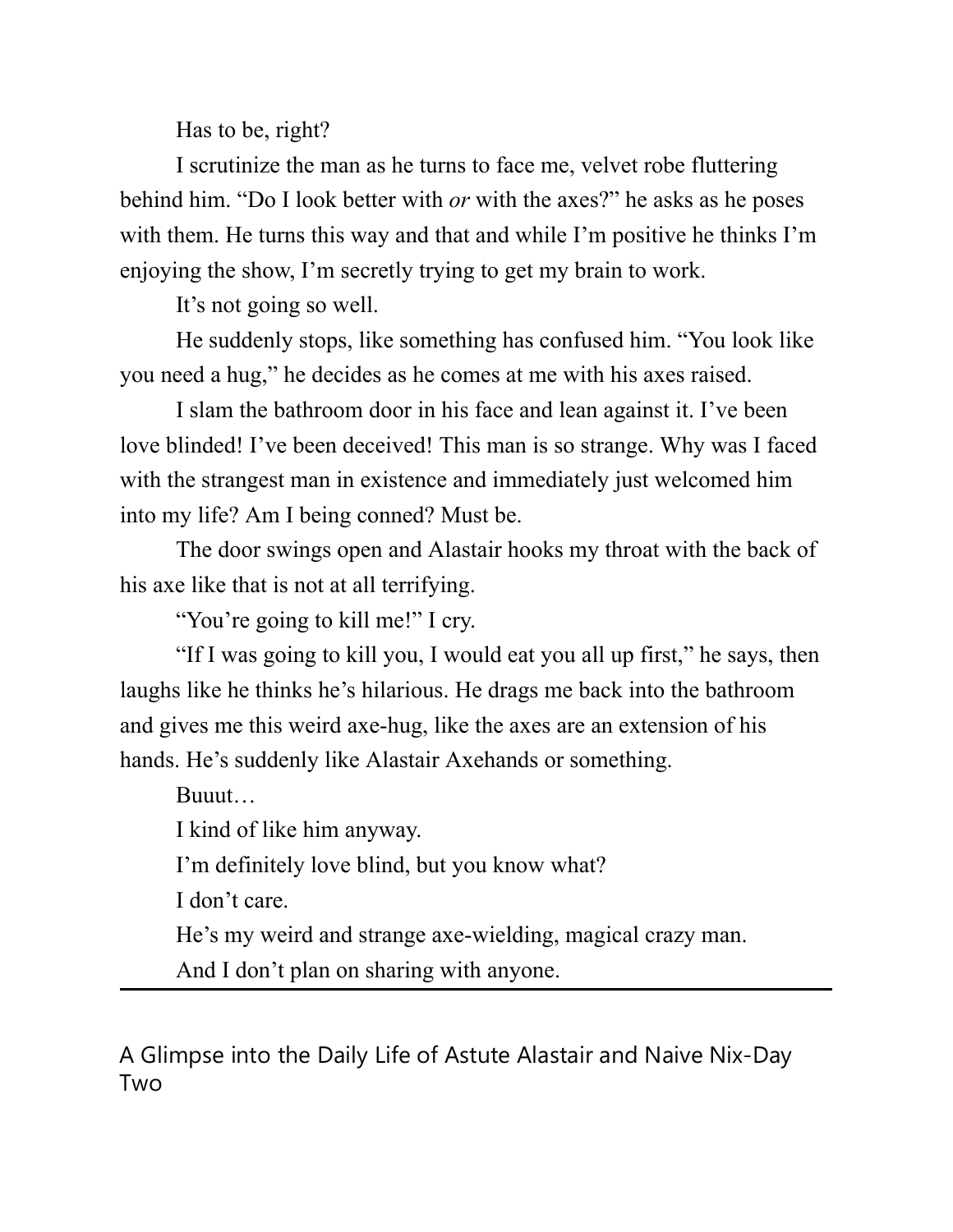Has to be, right?

I scrutinize the man as he turns to face me, velvet robe fluttering behind him. “Do I look better with *or* with the axes?” he asks as he poses with them. He turns this way and that and while I’m positive he thinks I’m enjoying the show, I’m secretly trying to get my brain to work.

It’s not going so well.

He suddenly stops, like something has confused him. “You look like you need a hug,” he decides as he comes at me with his axes raised.

I slam the bathroom door in his face and lean against it. I’ve been love blinded! I’ve been deceived! This man is so strange. Why was I faced with the strangest man in existence and immediately just welcomed him into my life? Am I being conned? Must be.

The door swings open and Alastair hooks my throat with the back of his axe like that is not at all terrifying.

“You’re going to kill me!” I cry.

“If I was going to kill you, I would eat you all up first,” he says, then laughs like he thinks he’s hilarious. He drags me back into the bathroom and gives me this weird axe-hug, like the axes are an extension of his hands. He’s suddenly like Alastair Axehands or something.

Buuut…

I kind of like him anyway.

I’m definitely love blind, but you know what?

I don’t care.

He’s my weird and strange axe-wielding, magical crazy man.

And I don’t plan on sharing with anyone.

---

## A Glimpse into the Daily Life of Astute Alastair and Naive Nix-Day Two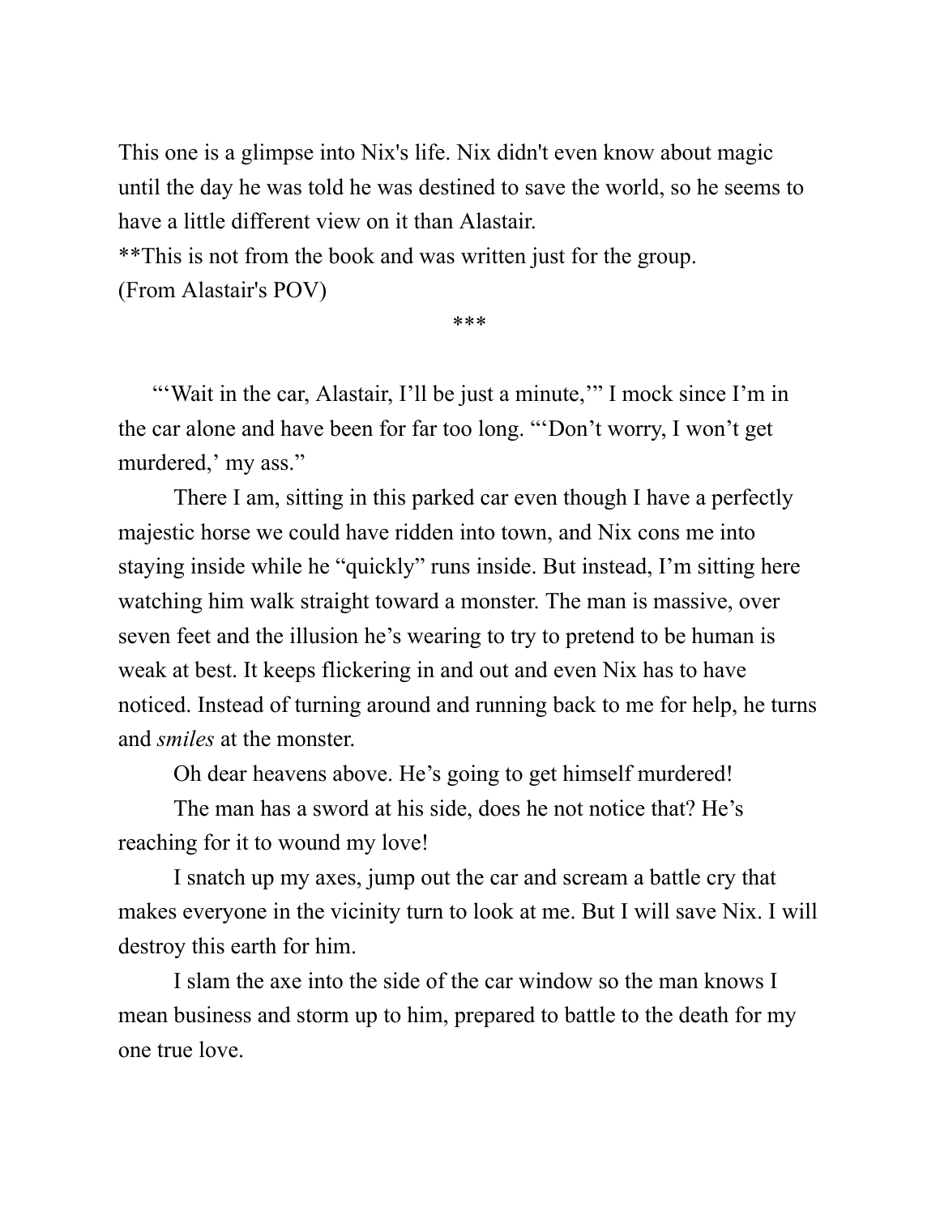This one is a glimpse into Nix's life. Nix didn't even know about magic until the day he was told he was destined to save the world, so he seems to have a little different view on it than Alastair.

**This is not from the book and was written just for the group.

(From Alastair's POV)

***

"'Wait in the car, Alastair, I'll be just a minute,'" I mock since I'm in the car alone and have been for far too long. "'Don't worry, I won't get murdered,' my ass."

There I am, sitting in this parked car even though I have a perfectly majestic horse we could have ridden into town, and Nix cons me into staying inside while he "quickly" runs inside. But instead, I'm sitting here watching him walk straight toward a monster. The man is massive, over seven feet and the illusion he's wearing to try to pretend to be human is weak at best. It keeps flickering in and out and even Nix has to have noticed. Instead of turning around and running back to me for help, he turns and *smiles* at the monster.

Oh dear heavens above. He's going to get himself murdered!

The man has a sword at his side, does he not notice that? He's reaching for it to wound my love!

I snatch up my axes, jump out the car and scream a battle cry that makes everyone in the vicinity turn to look at me. But I will save Nix. I will destroy this earth for him.

I slam the axe into the side of the car window so the man knows I mean business and storm up to him, prepared to battle to the death for my one true love.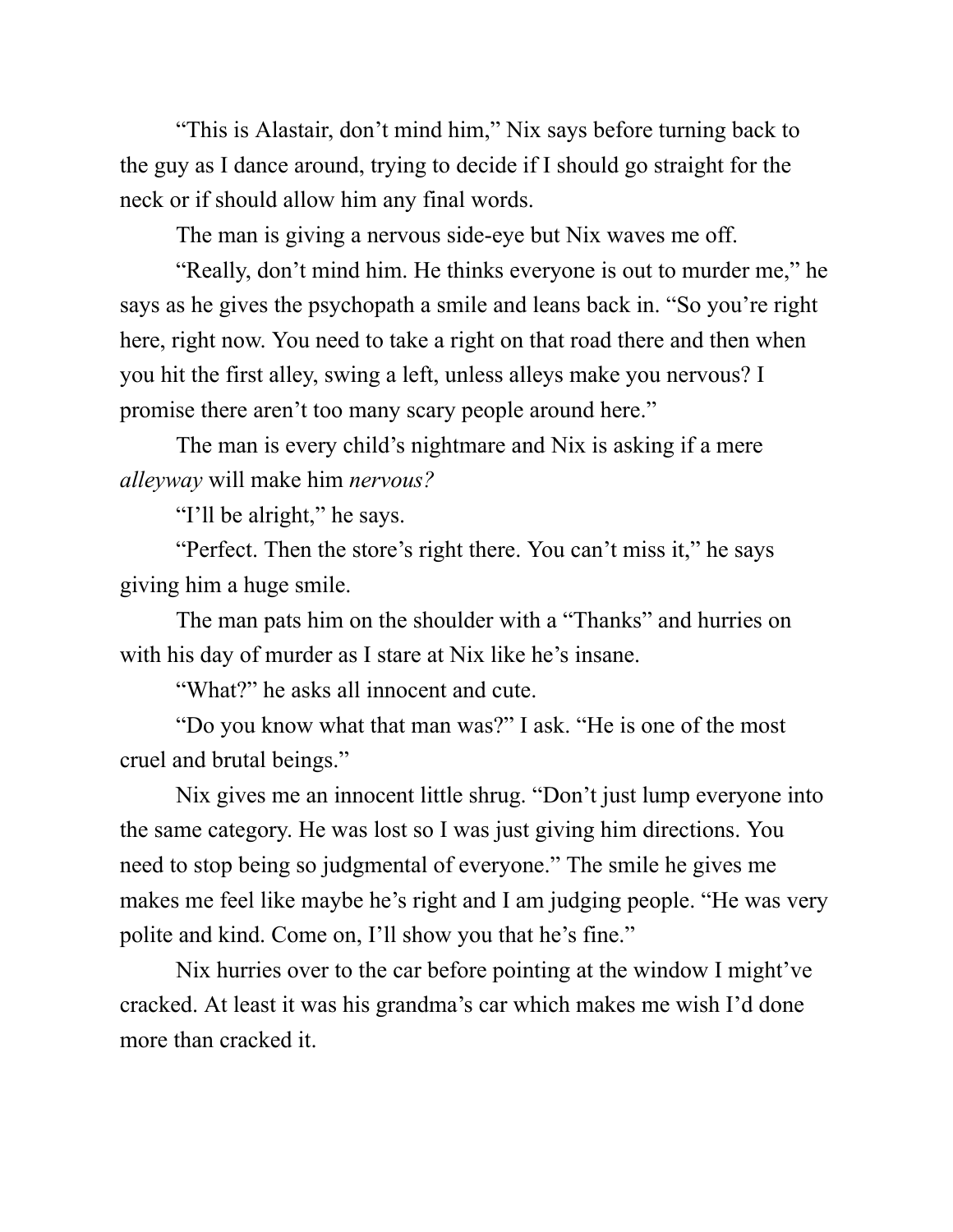"This is Alastair, don't mind him," Nix says before turning back to the guy as I dance around, trying to decide if I should go straight for the neck or if should allow him any final words.

The man is giving a nervous side-eye but Nix waves me off.

"Really, don't mind him. He thinks everyone is out to murder me," he says as he gives the psychopath a smile and leans back in. "So you're right here, right now. You need to take a right on that road there and then when you hit the first alley, swing a left, unless alleys make you nervous? I promise there aren't too many scary people around here."

The man is every child's nightmare and Nix is asking if a mere *alleyway* will make him *nervous?*

"I'll be alright," he says.

"Perfect. Then the store's right there. You can't miss it," he says giving him a huge smile.

The man pats him on the shoulder with a "Thanks" and hurries on with his day of murder as I stare at Nix like he's insane.

"What?" he asks all innocent and cute.

"Do you know what that man was?" I ask. "He is one of the most cruel and brutal beings."

Nix gives me an innocent little shrug. "Don't just lump everyone into the same category. He was lost so I was just giving him directions. You need to stop being so judgmental of everyone." The smile he gives me makes me feel like maybe he's right and I am judging people. "He was very polite and kind. Come on, I'll show you that he's fine."

Nix hurries over to the car before pointing at the window I might've cracked. At least it was his grandma's car which makes me wish I'd done more than cracked it.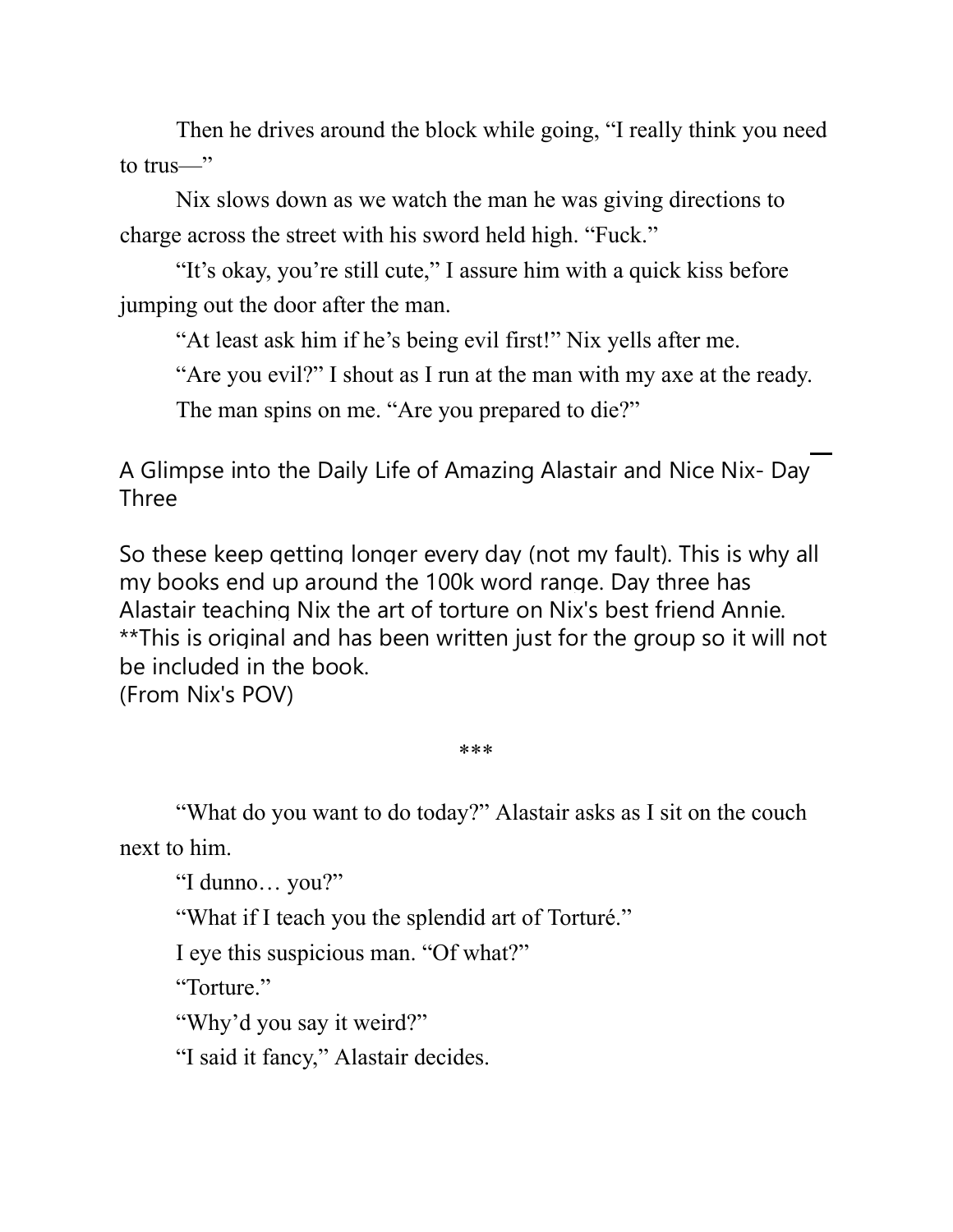Then he drives around the block while going, “I really think you need to trus—”

Nix slows down as we watch the man he was giving directions to charge across the street with his sword held high. “Fuck.”

“It’s okay, you’re still cute,” I assure him with a quick kiss before jumping out the door after the man.

“At least ask him if he’s being evil first!” Nix yells after me.

“Are you evil?” I shout as I run at the man with my axe at the ready.

The man spins on me. “Are you prepared to die?”

## A Glimpse into the Daily Life of Amazing Alastair and Nice Nix- Day Three

So these keep getting longer every day (not my fault). This is why all my books end up around the 100k word range. Day three has Alastair teaching Nix the art of torture on Nix's best friend Annie.
**This is original and has been written just for the group so it will not be included in the book.
(From Nix's POV)

***

“What do you want to do today?” Alastair asks as I sit on the couch next to him.

“I dunno… you?”

“What if I teach you the splendid art of Torturé.”

I eye this suspicious man. “Of what?”

“Torture.”

“Why’d you say it weird?”

“I said it fancy,” Alastair decides.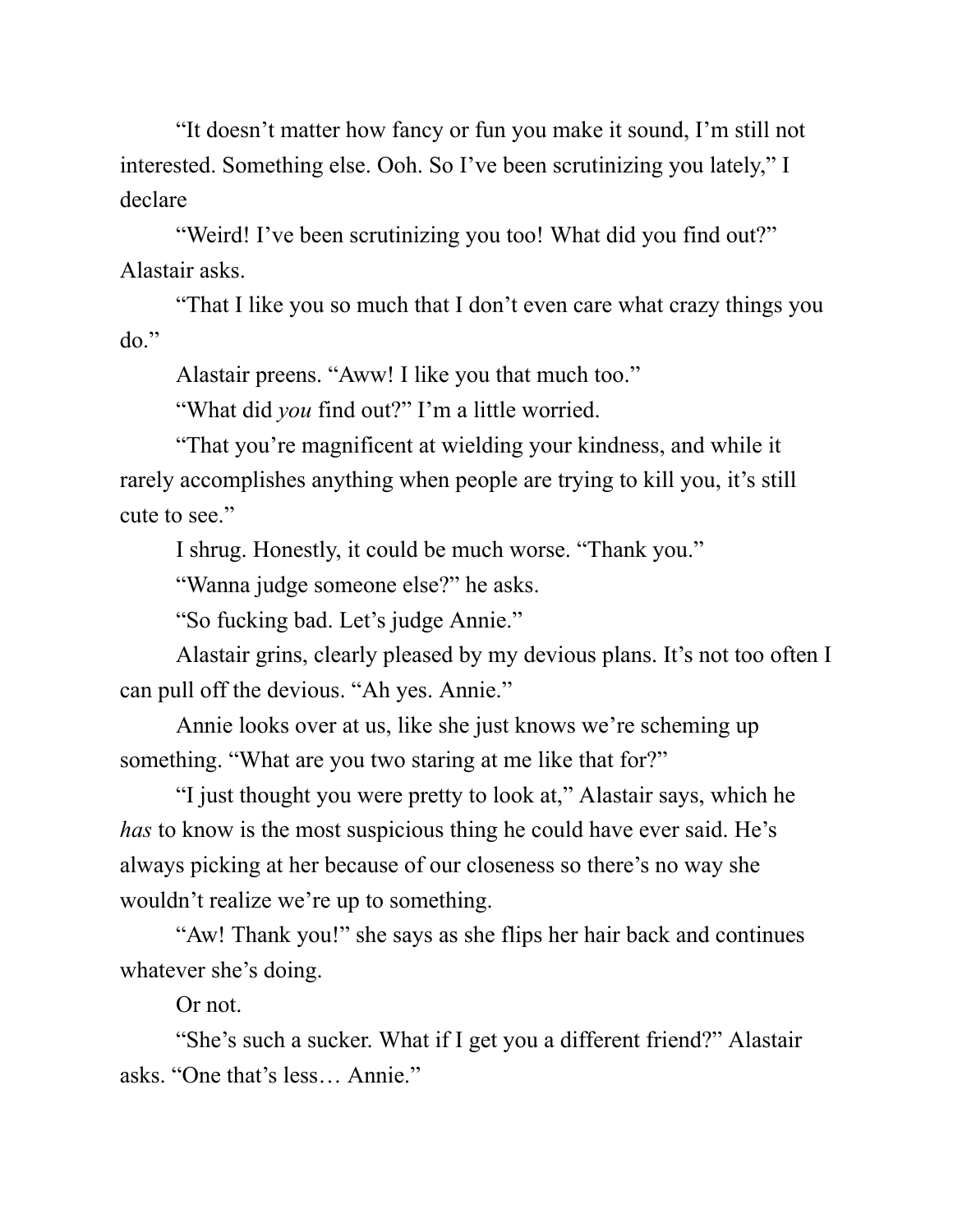"It doesn't matter how fancy or fun you make it sound, I'm still not interested. Something else. Ooh. So I've been scrutinizing you lately," I declare

"Weird! I've been scrutinizing you too! What did you find out?" Alastair asks.

"That I like you so much that I don't even care what crazy things you do."

Alastair preens. "Aww! I like you that much too."

"What did *you* find out?" I'm a little worried.

"That you're magnificent at wielding your kindness, and while it rarely accomplishes anything when people are trying to kill you, it's still cute to see."

I shrug. Honestly, it could be much worse. "Thank you."

"Wanna judge someone else?" he asks.

"So fucking bad. Let's judge Annie."

Alastair grins, clearly pleased by my devious plans. It's not too often I can pull off the devious. "Ah yes. Annie."

Annie looks over at us, like she just knows we're scheming up something. "What are you two staring at me like that for?"

"I just thought you were pretty to look at," Alastair says, which he *has* to know is the most suspicious thing he could have ever said. He's always picking at her because of our closeness so there's no way she wouldn't realize we're up to something.

"Aw! Thank you!" she says as she flips her hair back and continues whatever she's doing.

Or not.

"She's such a sucker. What if I get you a different friend?" Alastair asks. "One that's less… Annie."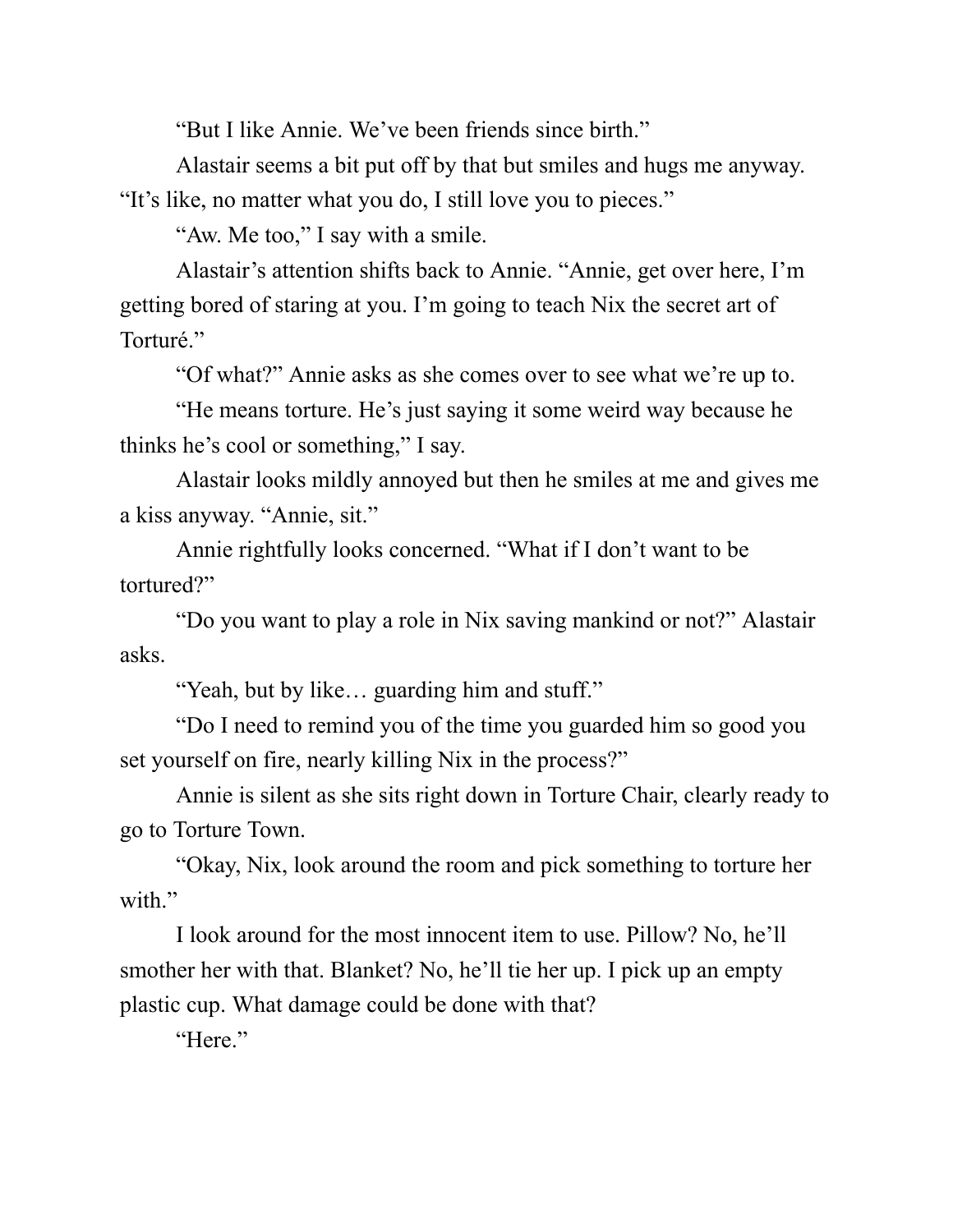"But I like Annie. We've been friends since birth."

Alastair seems a bit put off by that but smiles and hugs me anyway. "It's like, no matter what you do, I still love you to pieces."

"Aw. Me too," I say with a smile.

Alastair's attention shifts back to Annie. "Annie, get over here, I'm getting bored of staring at you. I'm going to teach Nix the secret art of Torturé."

"Of what?" Annie asks as she comes over to see what we're up to.

"He means torture. He's just saying it some weird way because he thinks he's cool or something," I say.

Alastair looks mildly annoyed but then he smiles at me and gives me a kiss anyway. "Annie, sit."

Annie rightfully looks concerned. "What if I don't want to be tortured?"

"Do you want to play a role in Nix saving mankind or not?" Alastair asks.

"Yeah, but by like… guarding him and stuff."

"Do I need to remind you of the time you guarded him so good you set yourself on fire, nearly killing Nix in the process?"

Annie is silent as she sits right down in Torture Chair, clearly ready to go to Torture Town.

"Okay, Nix, look around the room and pick something to torture her with."

I look around for the most innocent item to use. Pillow? No, he'll smother her with that. Blanket? No, he'll tie her up. I pick up an empty plastic cup. What damage could be done with that?

"Here."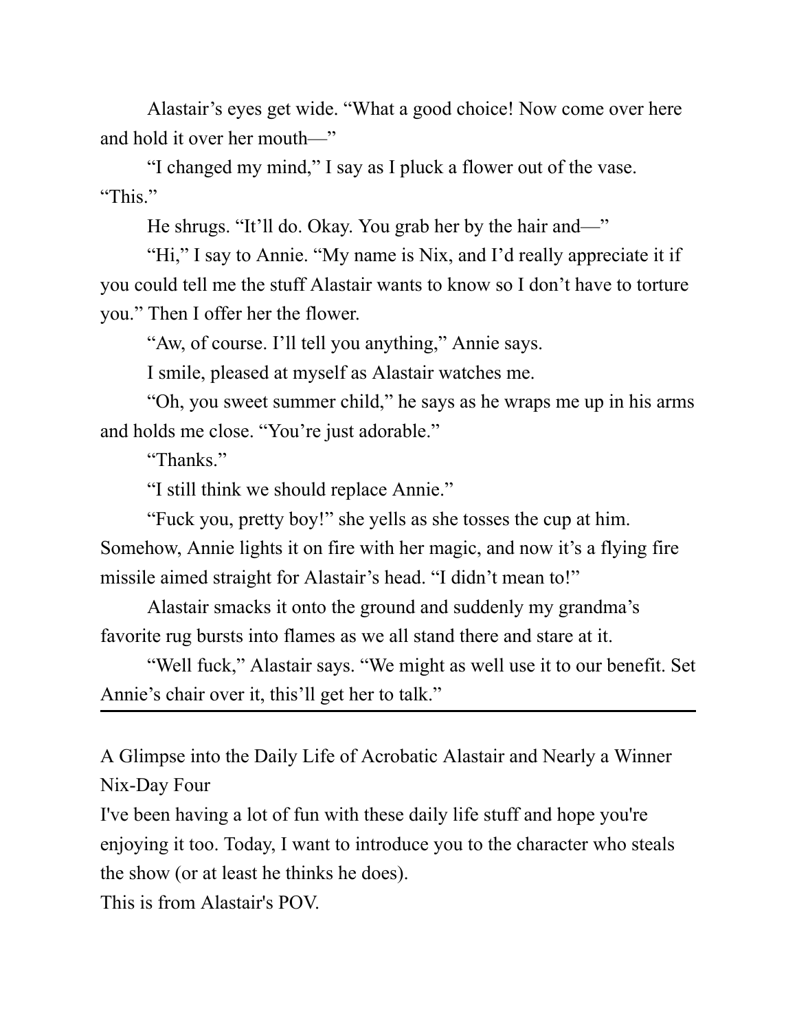Alastair's eyes get wide. "What a good choice! Now come over here and hold it over her mouth—"

"I changed my mind," I say as I pluck a flower out of the vase. "This."

He shrugs. "It'll do. Okay. You grab her by the hair and—"

"Hi," I say to Annie. "My name is Nix, and I'd really appreciate it if you could tell me the stuff Alastair wants to know so I don't have to torture you." Then I offer her the flower.

"Aw, of course. I'll tell you anything," Annie says.

I smile, pleased at myself as Alastair watches me.

"Oh, you sweet summer child," he says as he wraps me up in his arms and holds me close. "You're just adorable."

"Thanks."

"I still think we should replace Annie."

"Fuck you, pretty boy!" she yells as she tosses the cup at him. Somehow, Annie lights it on fire with her magic, and now it's a flying fire missile aimed straight for Alastair's head. "I didn't mean to!"

Alastair smacks it onto the ground and suddenly my grandma's favorite rug bursts into flames as we all stand there and stare at it.

"Well fuck," Alastair says. "We might as well use it to our benefit. Set Annie's chair over it, this'll get her to talk."

---

A Glimpse into the Daily Life of Acrobatic Alastair and Nearly a Winner Nix-Day Four

I've been having a lot of fun with these daily life stuff and hope you're enjoying it too. Today, I want to introduce you to the character who steals the show (or at least he thinks he does).

This is from Alastair's POV.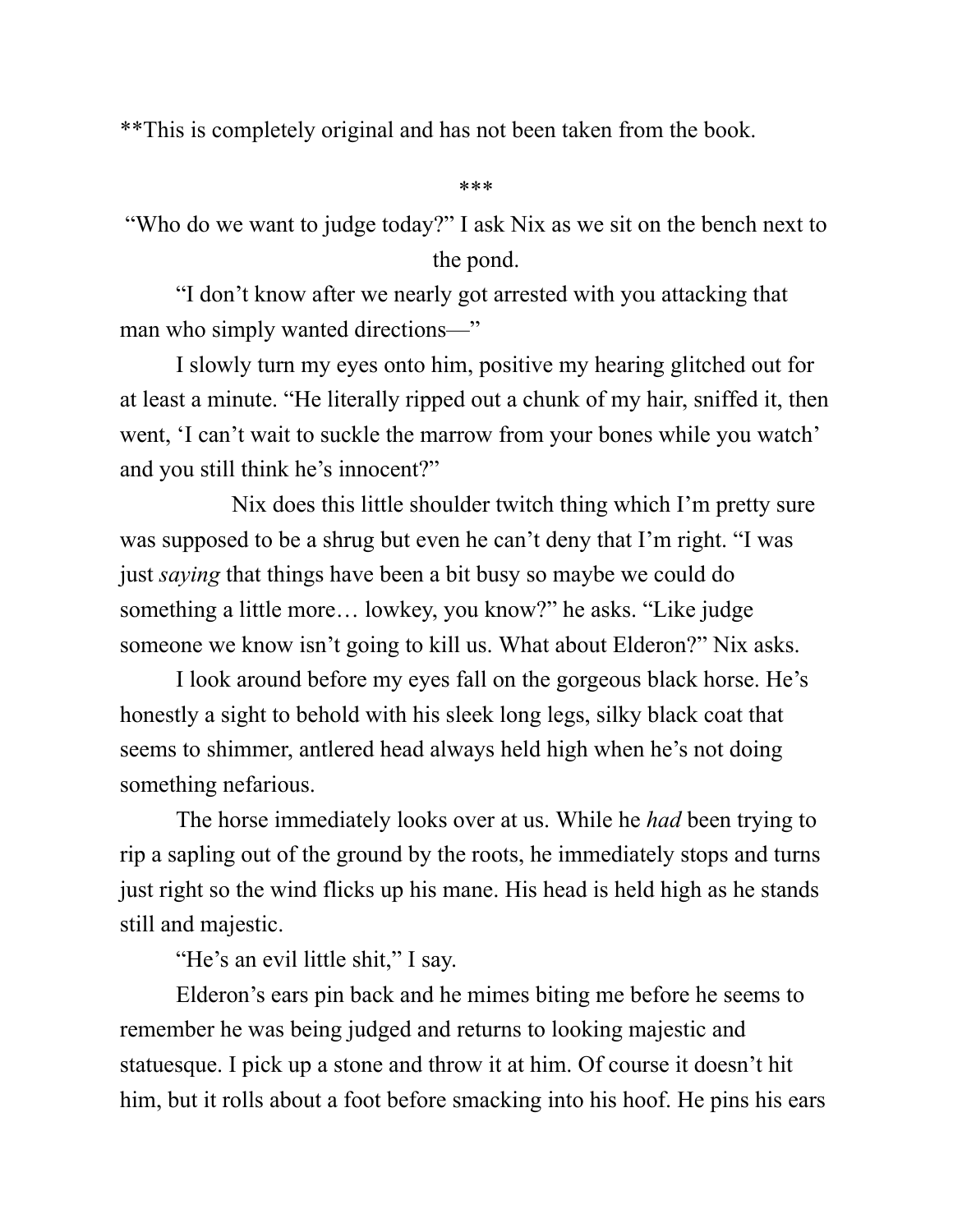**This is completely original and has not been taken from the book.

***

"Who do we want to judge today?" I ask Nix as we sit on the bench next to the pond.

"I don't know after we nearly got arrested with you attacking that man who simply wanted directions—"

I slowly turn my eyes onto him, positive my hearing glitched out for at least a minute. "He literally ripped out a chunk of my hair, sniffed it, then went, 'I can't wait to suckle the marrow from your bones while you watch' and you still think he's innocent?"

Nix does this little shoulder twitch thing which I'm pretty sure was supposed to be a shrug but even he can't deny that I'm right. "I was just *saying* that things have been a bit busy so maybe we could do something a little more… lowkey, you know?" he asks. "Like judge someone we know isn't going to kill us. What about Elderon?" Nix asks.

I look around before my eyes fall on the gorgeous black horse. He's honestly a sight to behold with his sleek long legs, silky black coat that seems to shimmer, antlered head always held high when he's not doing something nefarious.

The horse immediately looks over at us. While he *had* been trying to rip a sapling out of the ground by the roots, he immediately stops and turns just right so the wind flicks up his mane. His head is held high as he stands still and majestic.

"He's an evil little shit," I say.

Elderon's ears pin back and he mimes biting me before he seems to remember he was being judged and returns to looking majestic and statuesque. I pick up a stone and throw it at him. Of course it doesn't hit him, but it rolls about a foot before smacking into his hoof. He pins his ears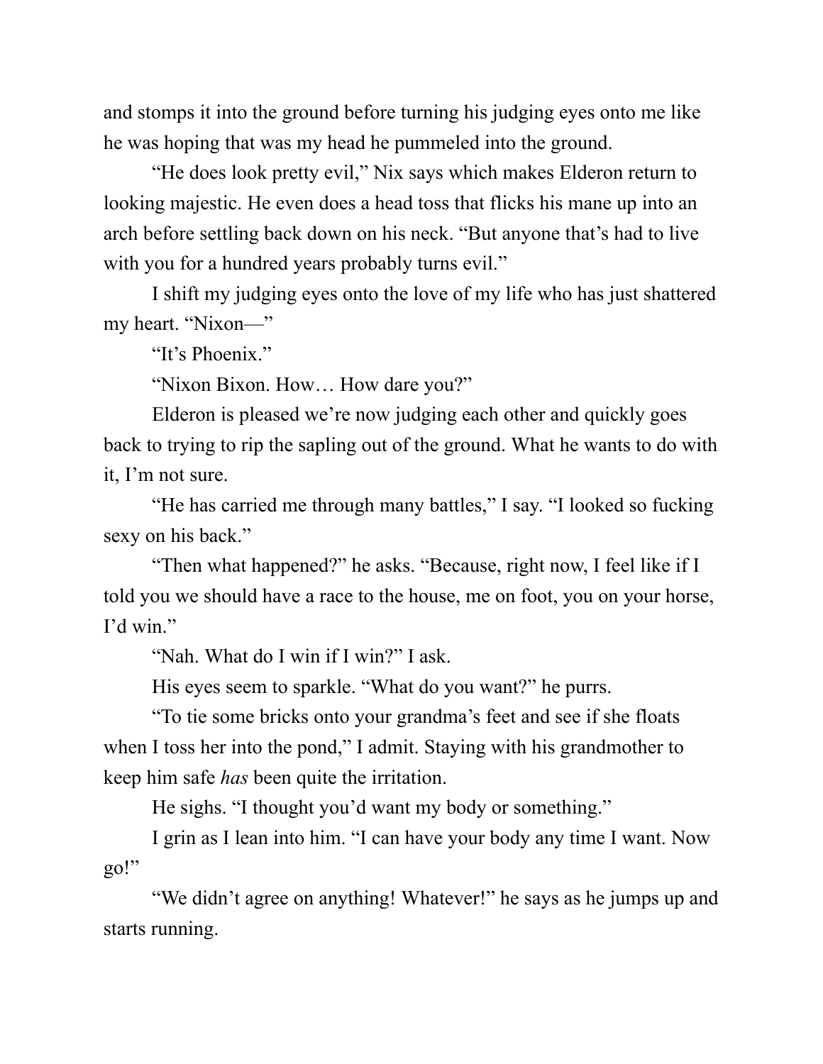and stomps it into the ground before turning his judging eyes onto me like he was hoping that was my head he pummeled into the ground.

"He does look pretty evil," Nix says which makes Elderon return to looking majestic. He even does a head toss that flicks his mane up into an arch before settling back down on his neck. "But anyone that's had to live with you for a hundred years probably turns evil."

I shift my judging eyes onto the love of my life who has just shattered my heart. "Nixon—"

"It's Phoenix."

"Nixon Bixon. How… How dare you?"

Elderon is pleased we're now judging each other and quickly goes back to trying to rip the sapling out of the ground. What he wants to do with it, I'm not sure.

"He has carried me through many battles," I say. "I looked so fucking sexy on his back."

"Then what happened?" he asks. "Because, right now, I feel like if I told you we should have a race to the house, me on foot, you on your horse, I'd win."

"Nah. What do I win if I win?" I ask.

His eyes seem to sparkle. "What do you want?" he purrs.

"To tie some bricks onto your grandma's feet and see if she floats when I toss her into the pond," I admit. Staying with his grandmother to keep him safe *has* been quite the irritation.

He sighs. "I thought you'd want my body or something."

I grin as I lean into him. "I can have your body any time I want. Now go!"

"We didn't agree on anything! Whatever!" he says as he jumps up and starts running.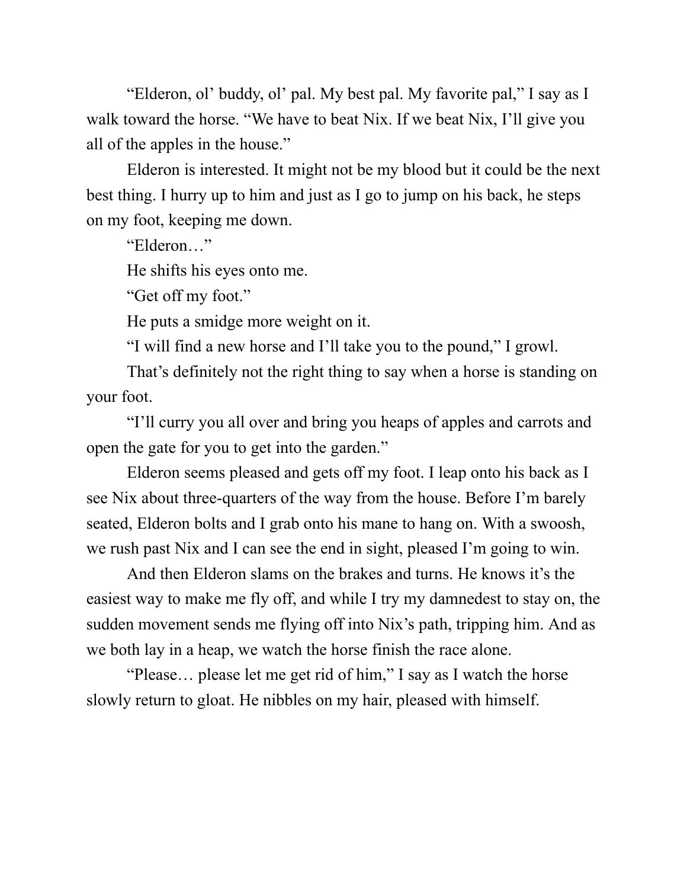"Elderon, ol' buddy, ol' pal. My best pal. My favorite pal," I say as I walk toward the horse. "We have to beat Nix. If we beat Nix, I'll give you all of the apples in the house."

Elderon is interested. It might not be my blood but it could be the next best thing. I hurry up to him and just as I go to jump on his back, he steps on my foot, keeping me down.

"Elderon…"

He shifts his eyes onto me.

"Get off my foot."

He puts a smidge more weight on it.

"I will find a new horse and I'll take you to the pound," I growl.

That's definitely not the right thing to say when a horse is standing on your foot.

"I'll curry you all over and bring you heaps of apples and carrots and open the gate for you to get into the garden."

Elderon seems pleased and gets off my foot. I leap onto his back as I see Nix about three-quarters of the way from the house. Before I'm barely seated, Elderon bolts and I grab onto his mane to hang on. With a swoosh, we rush past Nix and I can see the end in sight, pleased I'm going to win.

And then Elderon slams on the brakes and turns. He knows it's the easiest way to make me fly off, and while I try my damnedest to stay on, the sudden movement sends me flying off into Nix's path, tripping him. And as we both lay in a heap, we watch the horse finish the race alone.

"Please… please let me get rid of him," I say as I watch the horse slowly return to gloat. He nibbles on my hair, pleased with himself.